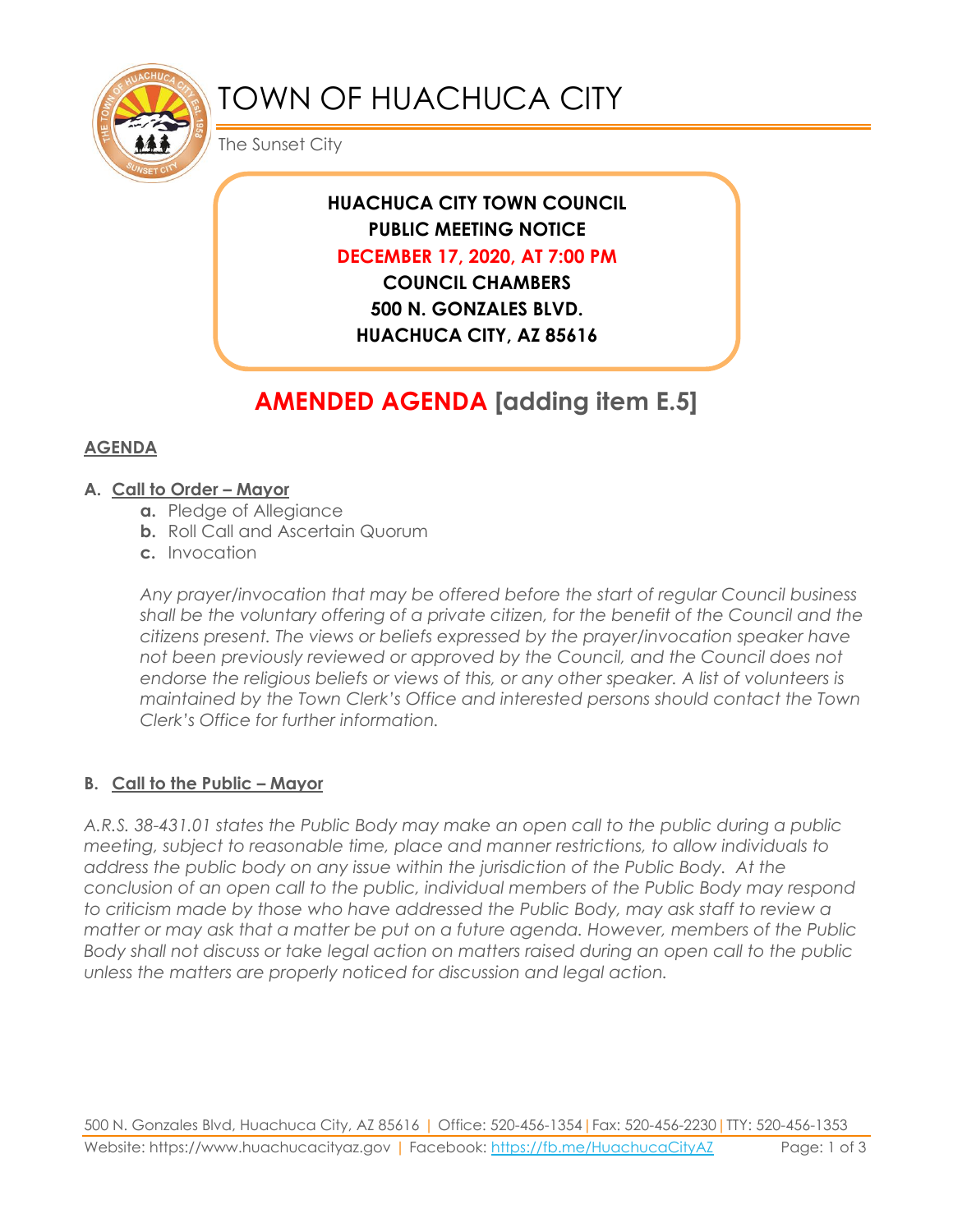# TOWN OF HUACHUCA CITY

The Sunset City

**HUACHUCA CITY TOWN COUNCIL**
**PUBLIC MEETING NOTICE**
**DECEMBER 17, 2020, AT 7:00 PM**
**COUNCIL CHAMBERS**
**500 N. GONZALES BLVD.**
**HUACHUCA CITY, AZ 85616**

## AMENDED AGENDA [adding item E.5]

### AGENDA

**A. Call to Order – Mayor**

- **a.** Pledge of Allegiance
- **b.** Roll Call and Ascertain Quorum
- **c.** Invocation

*Any prayer/invocation that may be offered before the start of regular Council business shall be the voluntary offering of a private citizen, for the benefit of the Council and the citizens present. The views or beliefs expressed by the prayer/invocation speaker have not been previously reviewed or approved by the Council, and the Council does not endorse the religious beliefs or views of this, or any other speaker. A list of volunteers is maintained by the Town Clerk's Office and interested persons should contact the Town Clerk's Office for further information.*

**B. Call to the Public – Mayor**

*A.R.S. 38-431.01 states the Public Body may make an open call to the public during a public meeting, subject to reasonable time, place and manner restrictions, to allow individuals to address the public body on any issue within the jurisdiction of the Public Body. At the conclusion of an open call to the public, individual members of the Public Body may respond to criticism made by those who have addressed the Public Body, may ask staff to review a matter or may ask that a matter be put on a future agenda. However, members of the Public Body shall not discuss or take legal action on matters raised during an open call to the public unless the matters are properly noticed for discussion and legal action.*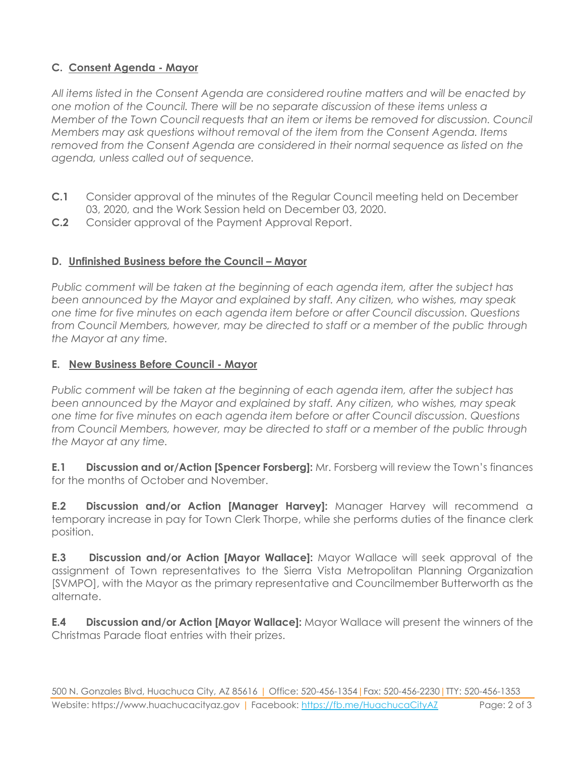## C. Consent Agenda - Mayor

*All items listed in the Consent Agenda are considered routine matters and will be enacted by one motion of the Council. There will be no separate discussion of these items unless a Member of the Town Council requests that an item or items be removed for discussion. Council Members may ask questions without removal of the item from the Consent Agenda. Items removed from the Consent Agenda are considered in their normal sequence as listed on the agenda, unless called out of sequence.*

**C.1** Consider approval of the minutes of the Regular Council meeting held on December 03, 2020, and the Work Session held on December 03, 2020.

**C.2** Consider approval of the Payment Approval Report.

## D. Unfinished Business before the Council – Mayor

*Public comment will be taken at the beginning of each agenda item, after the subject has been announced by the Mayor and explained by staff. Any citizen, who wishes, may speak one time for five minutes on each agenda item before or after Council discussion. Questions from Council Members, however, may be directed to staff or a member of the public through the Mayor at any time.*

## E. New Business Before Council - Mayor

*Public comment will be taken at the beginning of each agenda item, after the subject has been announced by the Mayor and explained by staff. Any citizen, who wishes, may speak one time for five minutes on each agenda item before or after Council discussion. Questions from Council Members, however, may be directed to staff or a member of the public through the Mayor at any time.*

**E.1 Discussion and or/Action [Spencer Forsberg]:** Mr. Forsberg will review the Town's finances for the months of October and November.

**E.2 Discussion and/or Action [Manager Harvey]:** Manager Harvey will recommend a temporary increase in pay for Town Clerk Thorpe, while she performs duties of the finance clerk position.

**E.3 Discussion and/or Action [Mayor Wallace]:** Mayor Wallace will seek approval of the assignment of Town representatives to the Sierra Vista Metropolitan Planning Organization [SVMPO], with the Mayor as the primary representative and Councilmember Butterworth as the alternate.

**E.4 Discussion and/or Action [Mayor Wallace]:** Mayor Wallace will present the winners of the Christmas Parade float entries with their prizes.

500 N. Gonzales Blvd, Huachuca City, AZ 85616 | Office: 520-456-1354 | Fax: 520-456-2230 | TTY: 520-456-1353
Website: https://www.huachucacityaz.gov | Facebook: https://fb.me/HuachucaCityAZ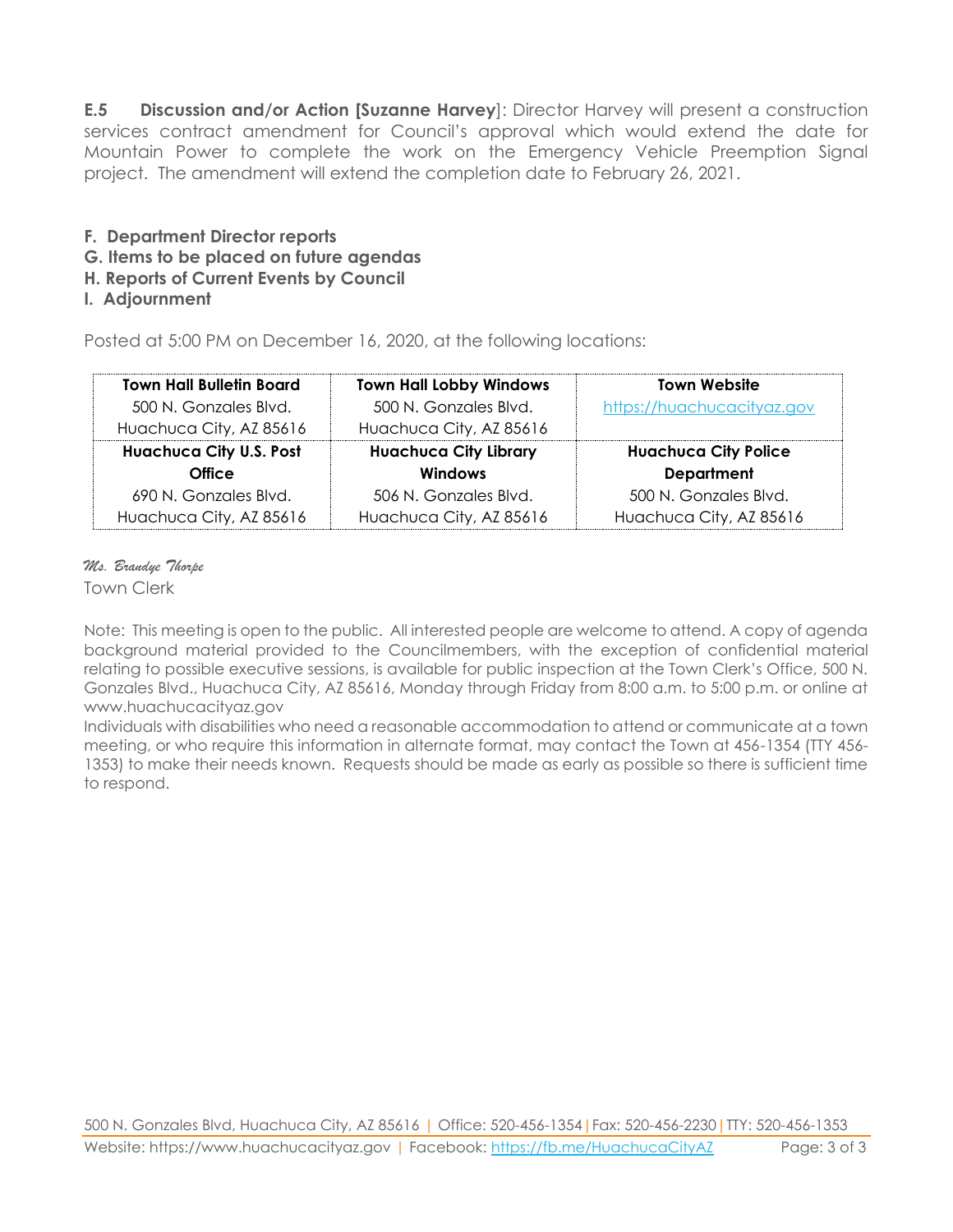**E.5 Discussion and/or Action [Suzanne Harvey]**: Director Harvey will present a construction services contract amendment for Council's approval which would extend the date for Mountain Power to complete the work on the Emergency Vehicle Preemption Signal project. The amendment will extend the completion date to February 26, 2021.

**F. Department Director reports**
**G. Items to be placed on future agendas**
**H. Reports of Current Events by Council**
**I. Adjournment**

Posted at 5:00 PM on December 16, 2020, at the following locations:

| | | |
|---|---|---|
| **Town Hall Bulletin Board**<br>500 N. Gonzales Blvd.<br>Huachuca City, AZ 85616 | **Town Hall Lobby Windows**<br>500 N. Gonzales Blvd.<br>Huachuca City, AZ 85616 | **Town Website**<br>https://huachucacityaz.gov |
| **Huachuca City U.S. Post Office**<br>690 N. Gonzales Blvd.<br>Huachuca City, AZ 85616 | **Huachuca City Library Windows**<br>506 N. Gonzales Blvd.<br>Huachuca City, AZ 85616 | **Huachuca City Police Department**<br>500 N. Gonzales Blvd.<br>Huachuca City, AZ 85616 |

*Ms. Brandye Thorpe*
Town Clerk

Note: This meeting is open to the public. All interested people are welcome to attend. A copy of agenda background material provided to the Councilmembers, with the exception of confidential material relating to possible executive sessions, is available for public inspection at the Town Clerk's Office, 500 N. Gonzales Blvd., Huachuca City, AZ 85616, Monday through Friday from 8:00 a.m. to 5:00 p.m. or online at www.huachucacityaz.gov
Individuals with disabilities who need a reasonable accommodation to attend or communicate at a town meeting, or who require this information in alternate format, may contact the Town at 456-1354 (TTY 456-1353) to make their needs known. Requests should be made as early as possible so there is sufficient time to respond.